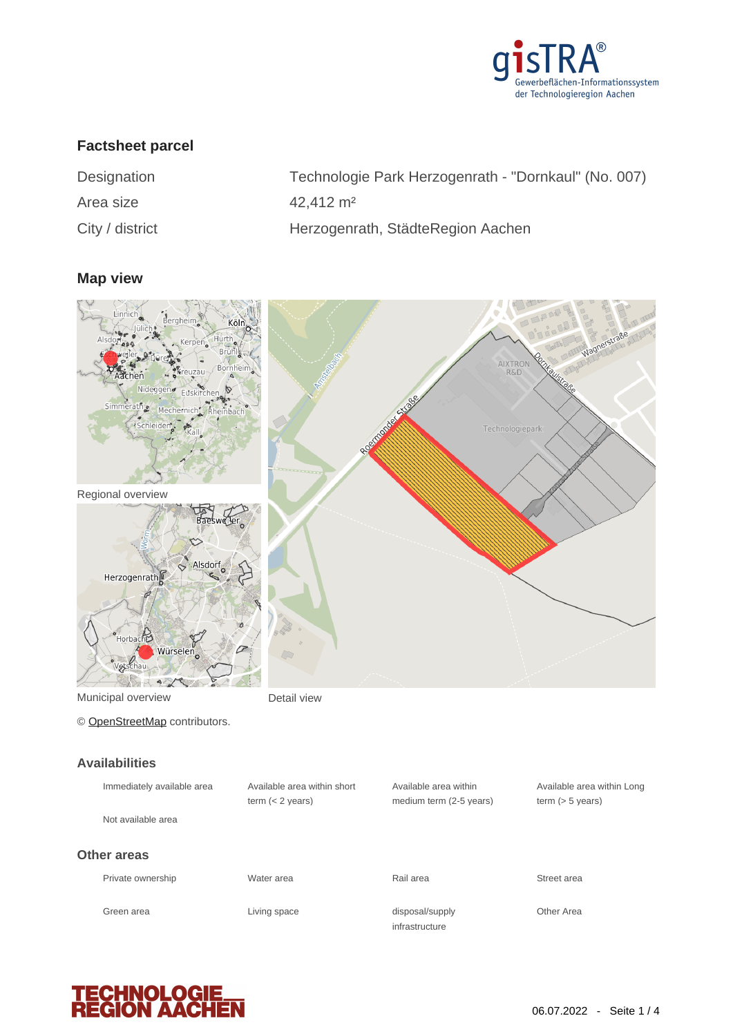## Factsheet parcel

| | |
|---|---|
| Designation | Technologie Park Herzogenrath - "Dornkaul" (No. 007) |
| Area size | 42,412 m² |
| City / district | Herzogenrath, StädteRegion Aachen |

## Map view

Regional overview

Municipal overview

Detail view

© OpenStreetMap contributors.

## Availabilities

- Immediately available area
- Available area within short term (< 2 years)
- Available area within medium term (2-5 years)
- Available area within Long term (> 5 years)
- Not available area

## Other areas

- Private ownership
- Water area
- Rail area
- Street area
- Green area
- Living space
- disposal/supply infrastructure
- Other Area

06.07.2022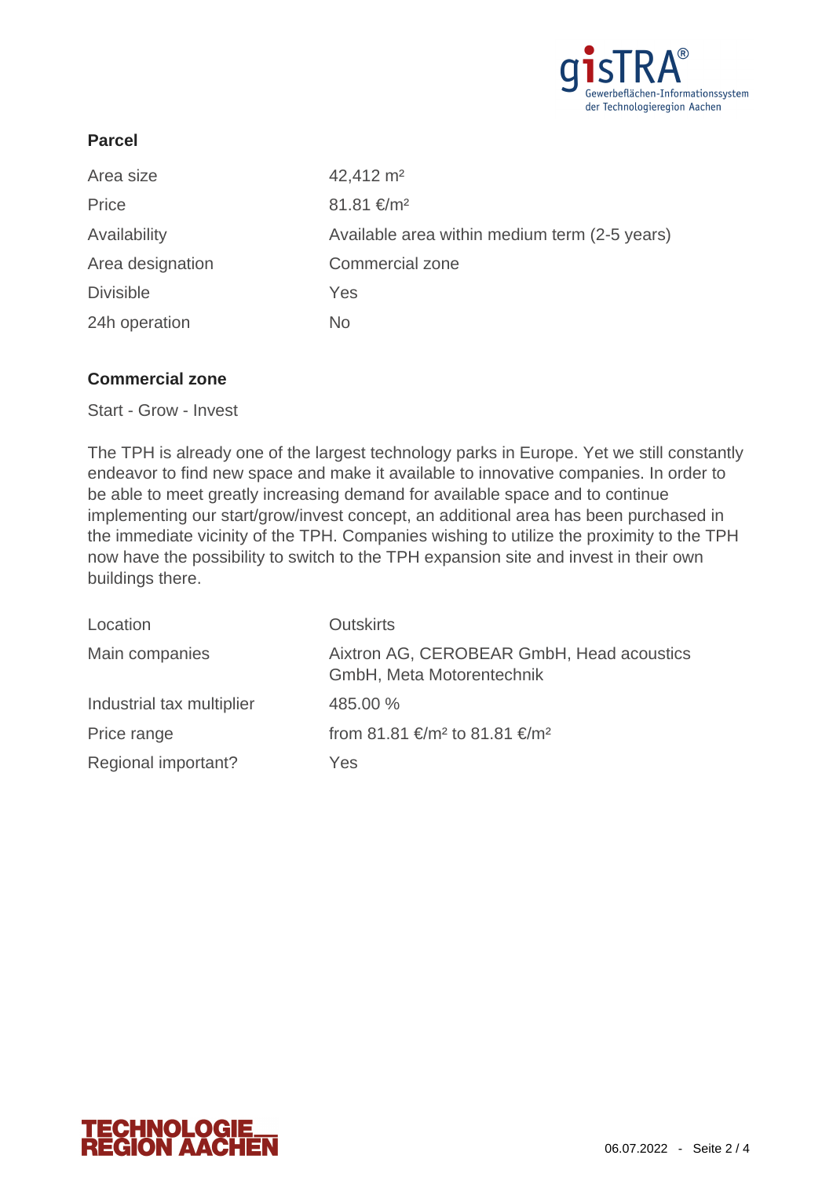## Parcel

| | |
|---|---|
| Area size | 42,412 m² |
| Price | 81.81 €/m² |
| Availability | Available area within medium term (2-5 years) |
| Area designation | Commercial zone |
| Divisible | Yes |
| 24h operation | No |

## Commercial zone

Start - Grow - Invest

The TPH is already one of the largest technology parks in Europe. Yet we still constantly endeavor to find new space and make it available to innovative companies. In order to be able to meet greatly increasing demand for available space and to continue implementing our start/grow/invest concept, an additional area has been purchased in the immediate vicinity of the TPH. Companies wishing to utilize the proximity to the TPH now have the possibility to switch to the TPH expansion site and invest in their own buildings there.

| | |
|---|---|
| Location | Outskirts |
| Main companies | Aixtron AG, CEROBEAR GmbH, Head acoustics GmbH, Meta Motorentechnik |
| Industrial tax multiplier | 485.00 % |
| Price range | from 81.81 €/m² to 81.81 €/m² |
| Regional important? | Yes |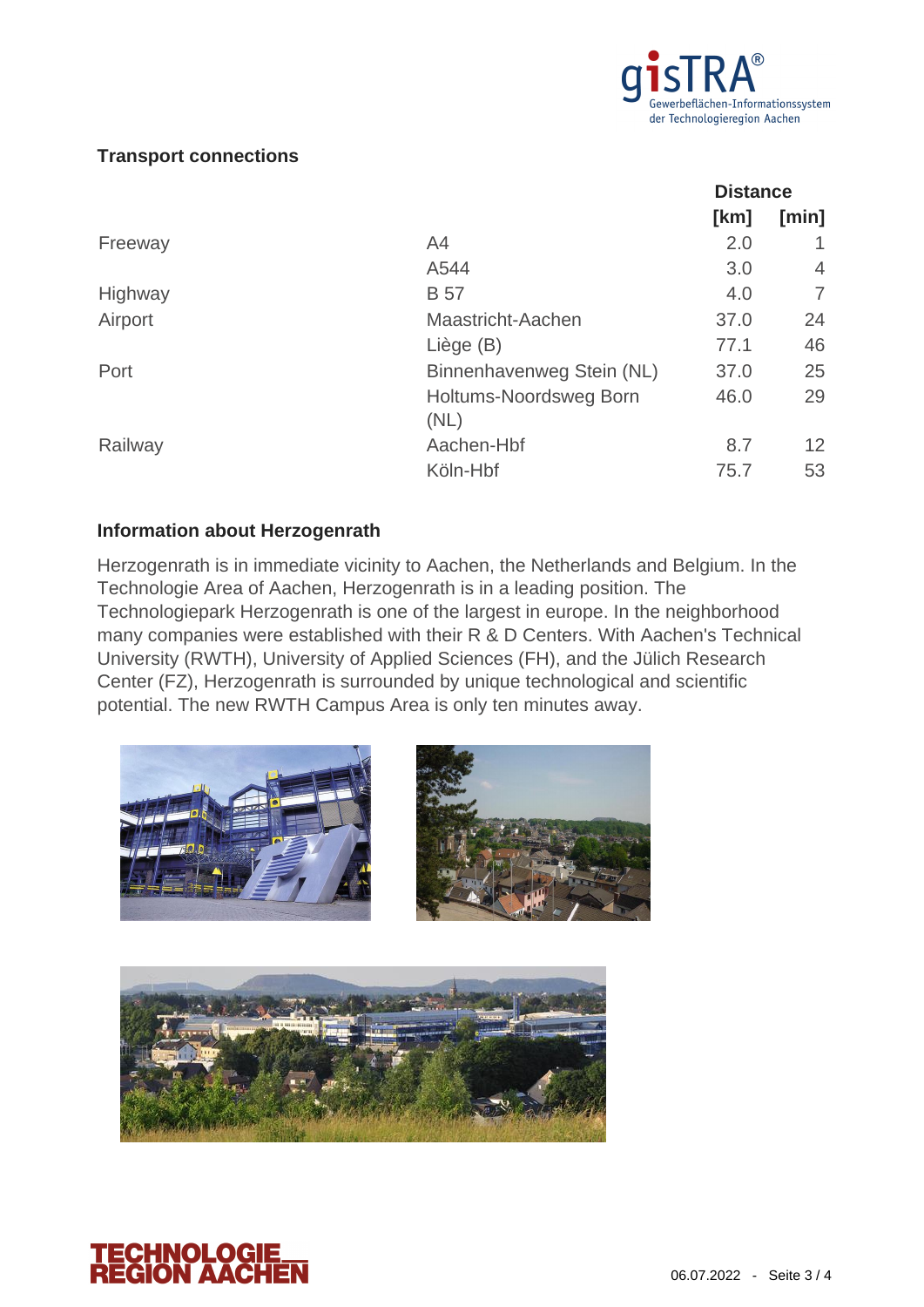## Transport connections

| | | Distance | |
|---|---|---|---|
| | | [km] | [min] |
| Freeway | A4 | 2.0 | 1 |
| | A544 | 3.0 | 4 |
| Highway | B 57 | 4.0 | 7 |
| Airport | Maastricht-Aachen | 37.0 | 24 |
| | Liège (B) | 77.1 | 46 |
| Port | Binnenhavenweg Stein (NL) | 37.0 | 25 |
| | Holtums-Noordsweg Born (NL) | 46.0 | 29 |
| Railway | Aachen-Hbf | 8.7 | 12 |
| | Köln-Hbf | 75.7 | 53 |

## Information about Herzogenrath

Herzogenrath is in immediate vicinity to Aachen, the Netherlands and Belgium. In the Technologie Area of Aachen, Herzogenrath is in a leading position. The Technologiepark Herzogenrath is one of the largest in europe. In the neighborhood many companies were established with their R & D Centers. With Aachen's Technical University (RWTH), University of Applied Sciences (FH), and the Jülich Research Center (FZ), Herzogenrath is surrounded by unique technological and scientific potential. The new RWTH Campus Area is only ten minutes away.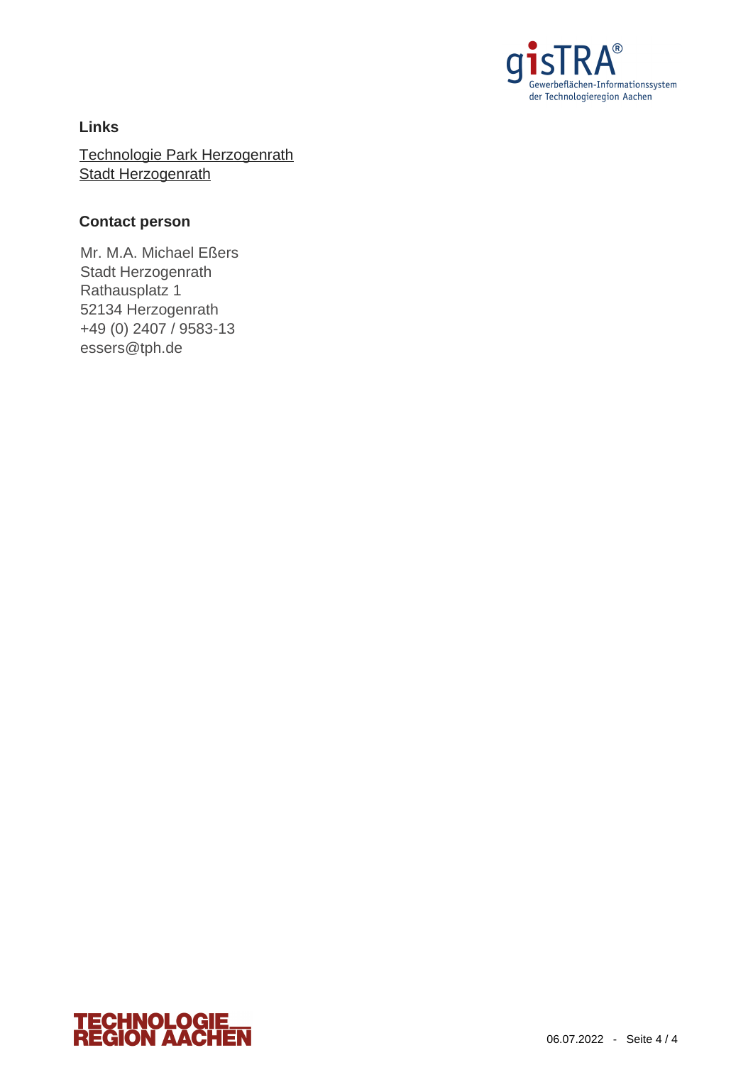## Links

Technologie Park Herzogenrath
Stadt Herzogenrath

## Contact person

Mr. M.A. Michael Eßers
Stadt Herzogenrath
Rathausplatz 1
52134 Herzogenrath
+49 (0) 2407 / 9583-13
essers@tph.de